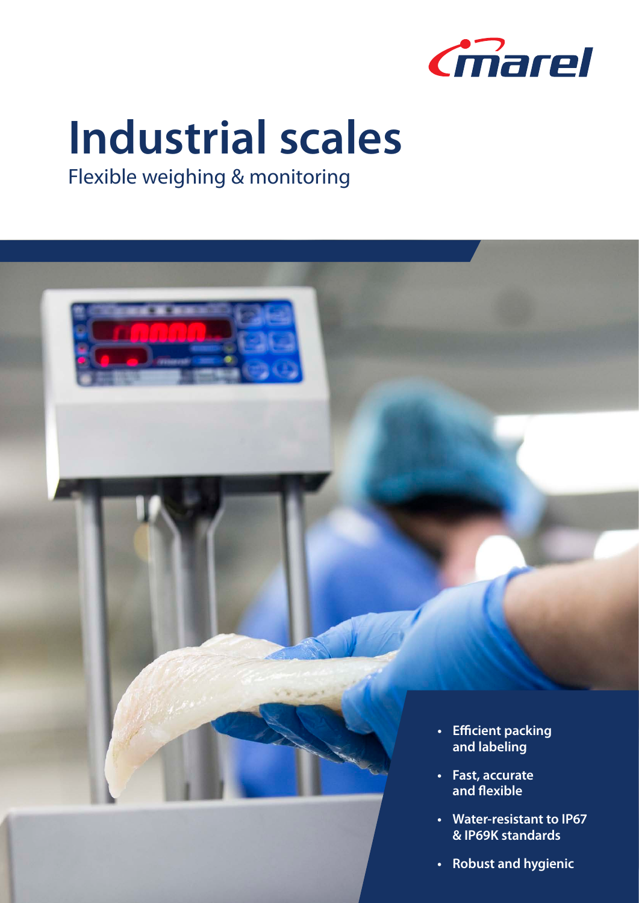marel

# Industrial scales

Flexible weighing & monitoring

- **Efficient packing and labeling**
- **Fast, accurate and flexible**
- **Water-resistant to IP67 & IP69K standards**
- **Robust and hygienic**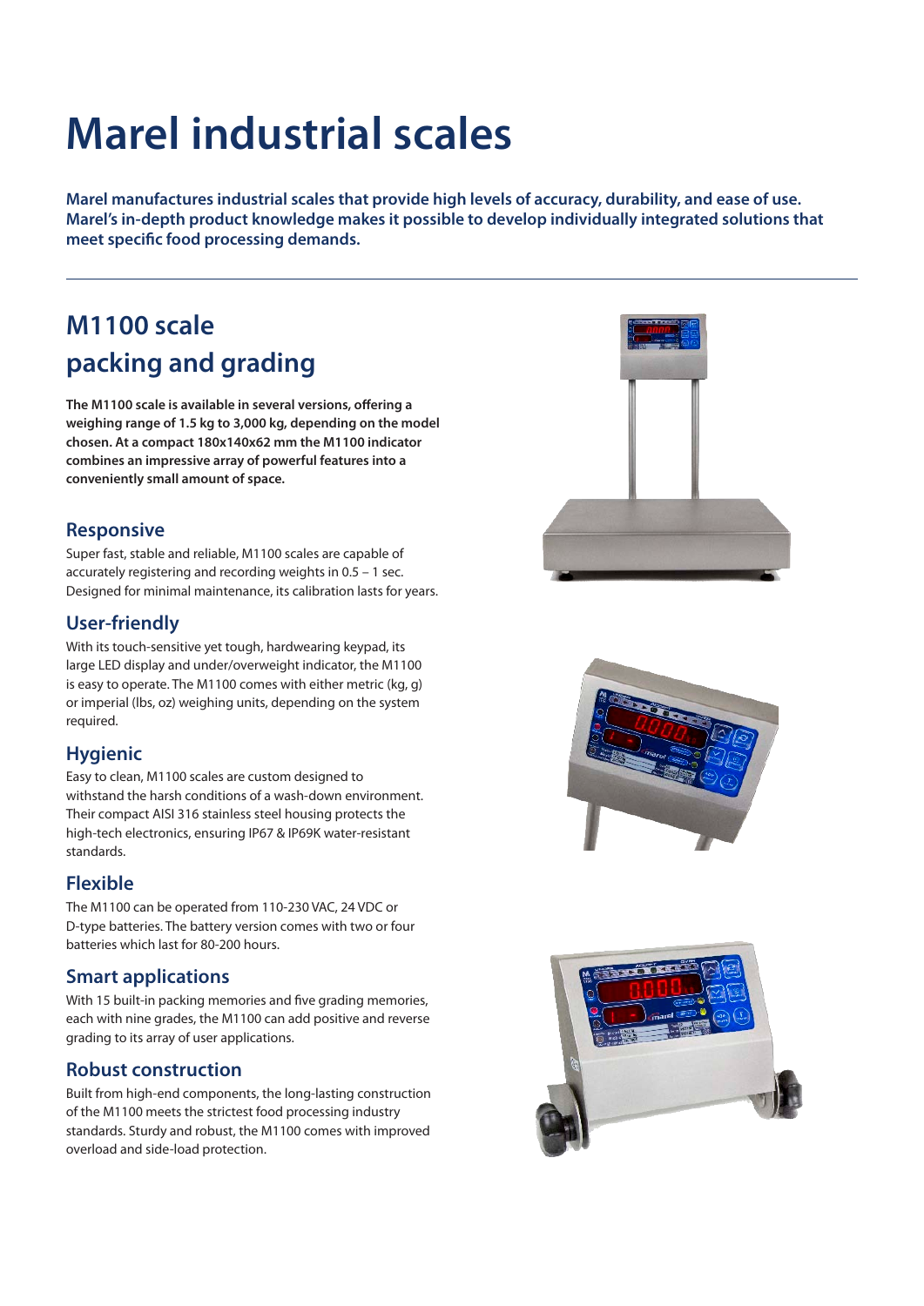# Marel industrial scales

**Marel manufactures industrial scales that provide high levels of accuracy, durability, and ease of use. Marel's in-depth product knowledge makes it possible to develop individually integrated solutions that meet specific food processing demands.**

## M1100 scale packing and grading

**The M1100 scale is available in several versions, offering a weighing range of 1.5 kg to 3,000 kg, depending on the model chosen. At a compact 180x140x62 mm the M1100 indicator combines an impressive array of powerful features into a conveniently small amount of space.**

### Responsive

Super fast, stable and reliable, M1100 scales are capable of accurately registering and recording weights in 0.5 – 1 sec. Designed for minimal maintenance, its calibration lasts for years.

### User-friendly

With its touch-sensitive yet tough, hardwearing keypad, its large LED display and under/overweight indicator, the M1100 is easy to operate. The M1100 comes with either metric (kg, g) or imperial (lbs, oz) weighing units, depending on the system required.

### Hygienic

Easy to clean, M1100 scales are custom designed to withstand the harsh conditions of a wash-down environment. Their compact AISI 316 stainless steel housing protects the high-tech electronics, ensuring IP67 & IP69K water-resistant standards.

### Flexible

The M1100 can be operated from 110-230 VAC, 24 VDC or D-type batteries. The battery version comes with two or four batteries which last for 80-200 hours.

### Smart applications

With 15 built-in packing memories and five grading memories, each with nine grades, the M1100 can add positive and reverse grading to its array of user applications.

### Robust construction

Built from high-end components, the long-lasting construction of the M1100 meets the strictest food processing industry standards. Sturdy and robust, the M1100 comes with improved overload and side-load protection.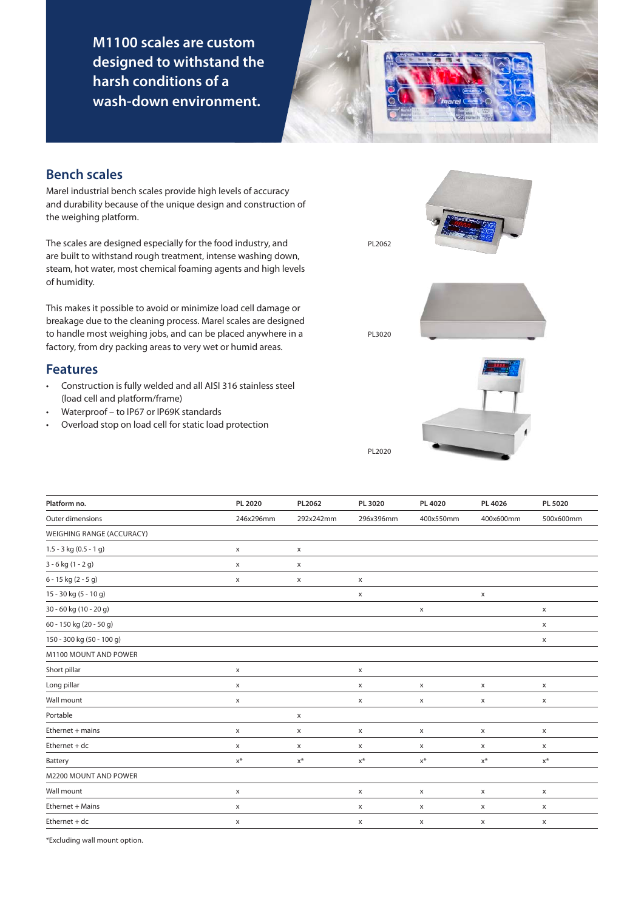**M1100 scales are custom designed to withstand the harsh conditions of a wash-down environment.**

## Bench scales

Marel industrial bench scales provide high levels of accuracy and durability because of the unique design and construction of the weighing platform.

The scales are designed especially for the food industry, and are built to withstand rough treatment, intense washing down, steam, hot water, most chemical foaming agents and high levels of humidity.

This makes it possible to avoid or minimize load cell damage or breakage due to the cleaning process. Marel scales are designed to handle most weighing jobs, and can be placed anywhere in a factory, from dry packing areas to very wet or humid areas.

## Features

- Construction is fully welded and all AISI 316 stainless steel (load cell and platform/frame)
- Waterproof – to IP67 or IP69K standards
- Overload stop on load cell for static load protection

PL2062

PL3020

PL2020

| Platform no. | PL 2020 | PL2062 | PL 3020 | PL 4020 | PL 4026 | PL 5020 |
|---|---|---|---|---|---|---|
| Outer dimensions | 246x296mm | 292x242mm | 296x396mm | 400x550mm | 400x600mm | 500x600mm |
| WEIGHING RANGE (ACCURACY) | | | | | | |
| 1.5 - 3 kg (0.5 - 1 g) | x | x | | | | |
| 3 - 6 kg (1 - 2 g) | x | x | | | | |
| 6 - 15 kg (2 - 5 g) | x | x | x | | | |
| 15 - 30 kg (5 - 10 g) | | | x | | x | |
| 30 - 60 kg (10 - 20 g) | | | | x | | x |
| 60 - 150 kg (20 - 50 g) | | | | | | x |
| 150 - 300 kg (50 - 100 g) | | | | | | x |
| M1100 MOUNT AND POWER | | | | | | |
| Short pillar | x | | x | | | |
| Long pillar | x | | x | x | x | x |
| Wall mount | x | | x | x | x | x |
| Portable | | x | | | | |
| Ethernet + mains | x | x | x | x | x | x |
| Ethernet + dc | x | x | x | x | x | x |
| Battery | x* | x* | x* | x* | x* | x* |
| M2200 MOUNT AND POWER | | | | | | |
| Wall mount | x | | x | x | x | x |
| Ethernet + Mains | x | | x | x | x | x |
| Ethernet + dc | x | | x | x | x | x |

*Excluding wall mount option.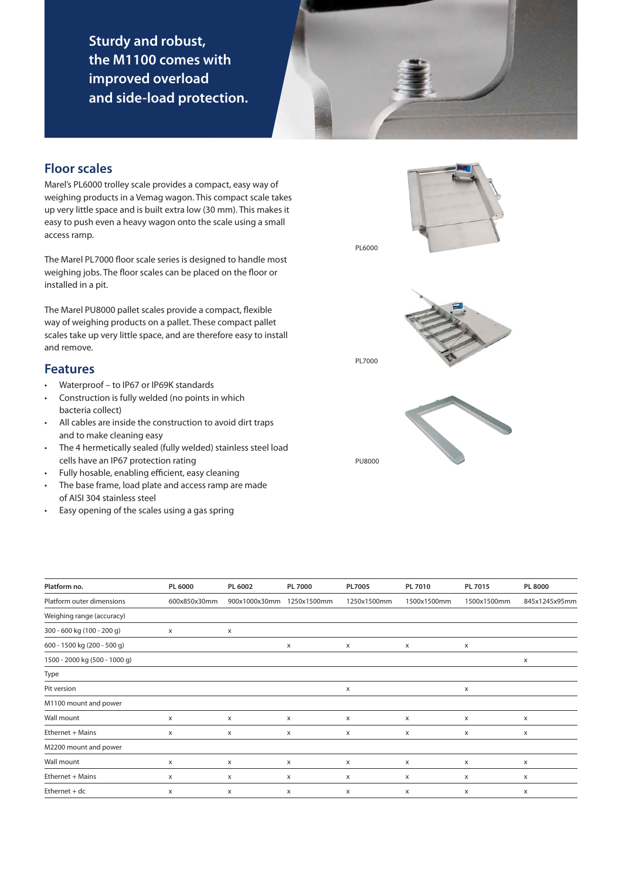**Sturdy and robust, the M1100 comes with improved overload and side-load protection.**

## Floor scales

Marel's PL6000 trolley scale provides a compact, easy way of weighing products in a Vemag wagon. This compact scale takes up very little space and is built extra low (30 mm). This makes it easy to push even a heavy wagon onto the scale using a small access ramp.

The Marel PL7000 floor scale series is designed to handle most weighing jobs. The floor scales can be placed on the floor or installed in a pit.

The Marel PU8000 pallet scales provide a compact, flexible way of weighing products on a pallet. These compact pallet scales take up very little space, and are therefore easy to install and remove.

PL6000

PL7000

PU8000

## Features

- Waterproof – to IP67 or IP69K standards
- Construction is fully welded (no points in which bacteria collect)
- All cables are inside the construction to avoid dirt traps and to make cleaning easy
- The 4 hermetically sealed (fully welded) stainless steel load cells have an IP67 protection rating
- Fully hosable, enabling efficient, easy cleaning
- The base frame, load plate and access ramp are made of AISI 304 stainless steel
- Easy opening of the scales using a gas spring

| Platform no. | PL 6000 | PL 6002 | PL 7000 | PL7005 | PL 7010 | PL 7015 | PL 8000 |
|---|---|---|---|---|---|---|---|
| Platform outer dimensions | 600x850x30mm | 900x1000x30mm | 1250x1500mm | 1250x1500mm | 1500x1500mm | 1500x1500mm | 845x1245x95mm |
| Weighing range (accuracy) | | | | | | | |
| 300 - 600 kg (100 - 200 g) | x | x | | | | | |
| 600 - 1500 kg (200 - 500 g) | | | x | x | x | x | |
| 1500 - 2000 kg (500 - 1000 g) | | | | | | | x |
| Type | | | | | | | |
| Pit version | | | | x | | x | |
| M1100 mount and power | | | | | | | |
| Wall mount | x | x | x | x | x | x | x |
| Ethernet + Mains | x | x | x | x | x | x | x |
| M2200 mount and power | | | | | | | |
| Wall mount | x | x | x | x | x | x | x |
| Ethernet + Mains | x | x | x | x | x | x | x |
| Ethernet + dc | x | x | x | x | x | x | x |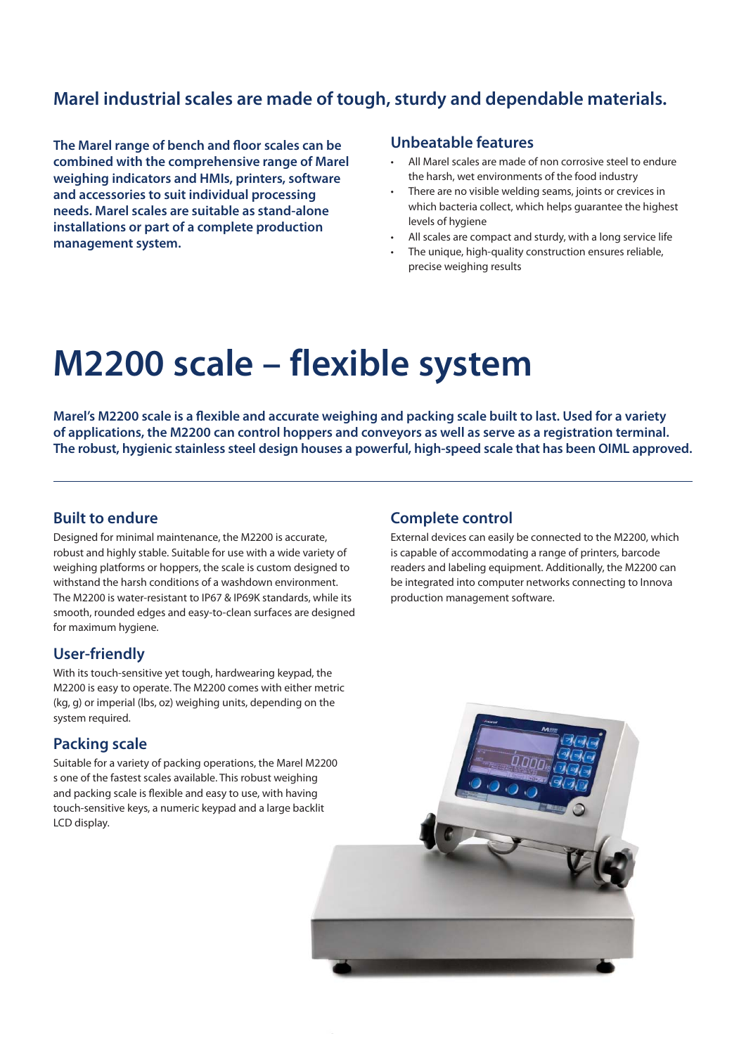## Marel industrial scales are made of tough, sturdy and dependable materials.

**The Marel range of bench and floor scales can be combined with the comprehensive range of Marel weighing indicators and HMIs, printers, software and accessories to suit individual processing needs. Marel scales are suitable as stand-alone installations or part of a complete production management system.**

### Unbeatable features

- All Marel scales are made of non corrosive steel to endure the harsh, wet environments of the food industry
- There are no visible welding seams, joints or crevices in which bacteria collect, which helps guarantee the highest levels of hygiene
- All scales are compact and sturdy, with a long service life
- The unique, high-quality construction ensures reliable, precise weighing results

# M2200 scale – flexible system

**Marel's M2200 scale is a flexible and accurate weighing and packing scale built to last. Used for a variety of applications, the M2200 can control hoppers and conveyors as well as serve as a registration terminal. The robust, hygienic stainless steel design houses a powerful, high-speed scale that has been OIML approved.**

### Built to endure

Designed for minimal maintenance, the M2200 is accurate, robust and highly stable. Suitable for use with a wide variety of weighing platforms or hoppers, the scale is custom designed to withstand the harsh conditions of a washdown environment. The M2200 is water-resistant to IP67 & IP69K standards, while its smooth, rounded edges and easy-to-clean surfaces are designed for maximum hygiene.

### User-friendly

With its touch-sensitive yet tough, hardwearing keypad, the M2200 is easy to operate. The M2200 comes with either metric (kg, g) or imperial (lbs, oz) weighing units, depending on the system required.

### Packing scale

Suitable for a variety of packing operations, the Marel M2200 s one of the fastest scales available. This robust weighing and packing scale is flexible and easy to use, with having touch-sensitive keys, a numeric keypad and a large backlit LCD display.

### Complete control

External devices can easily be connected to the M2200, which is capable of accommodating a range of printers, barcode readers and labeling equipment. Additionally, the M2200 can be integrated into computer networks connecting to Innova production management software.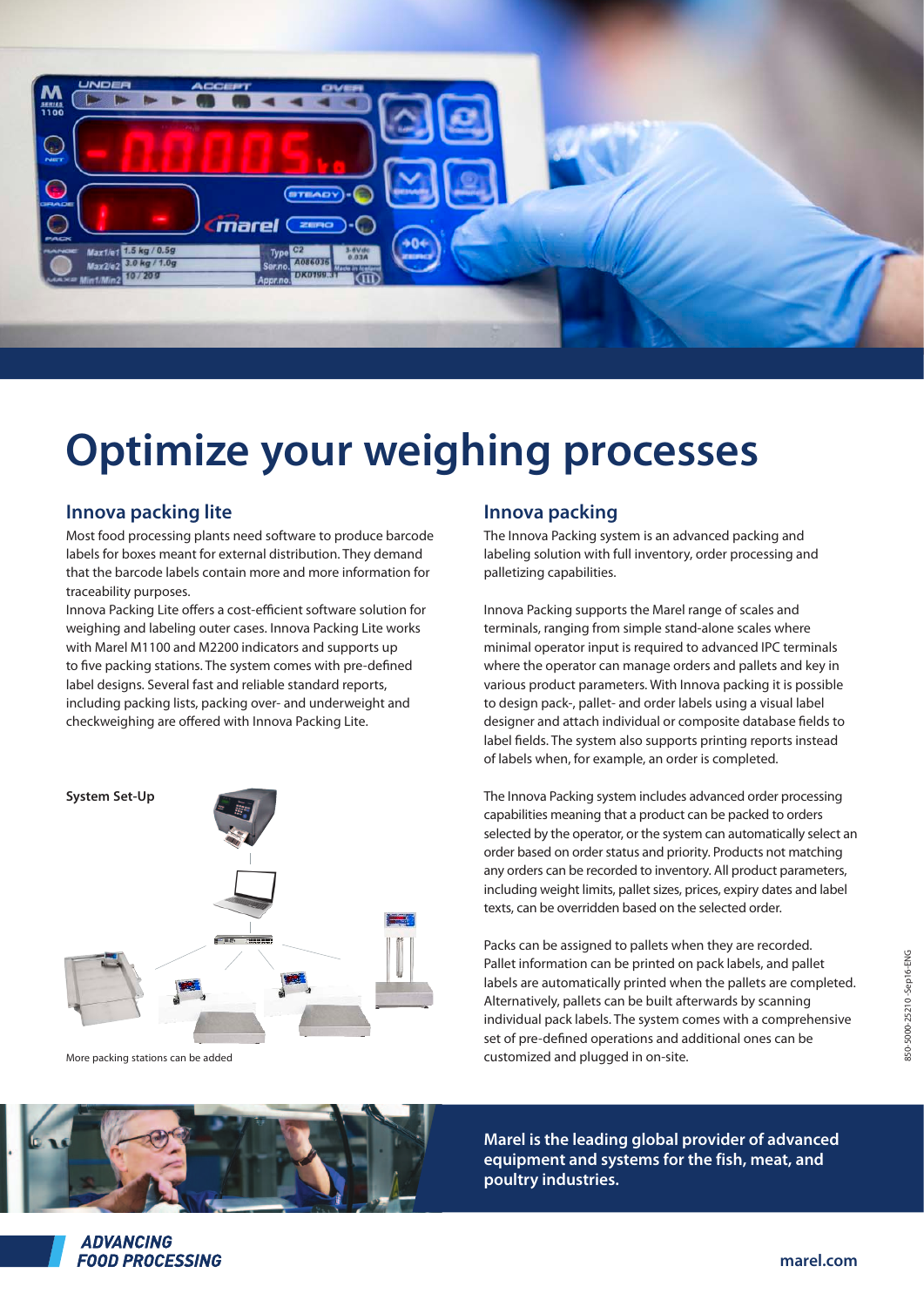# Optimize your weighing processes

## Innova packing lite

Most food processing plants need software to produce barcode labels for boxes meant for external distribution. They demand that the barcode labels contain more and more information for traceability purposes.

Innova Packing Lite offers a cost-efficient software solution for weighing and labeling outer cases. Innova Packing Lite works with Marel M1100 and M2200 indicators and supports up to five packing stations. The system comes with pre-defined label designs. Several fast and reliable standard reports, including packing lists, packing over- and underweight and checkweighing are offered with Innova Packing Lite.

**System Set-Up**

More packing stations can be added

## Innova packing

The Innova Packing system is an advanced packing and labeling solution with full inventory, order processing and palletizing capabilities.

Innova Packing supports the Marel range of scales and terminals, ranging from simple stand-alone scales where minimal operator input is required to advanced IPC terminals where the operator can manage orders and pallets and key in various product parameters. With Innova packing it is possible to design pack-, pallet- and order labels using a visual label designer and attach individual or composite database fields to label fields. The system also supports printing reports instead of labels when, for example, an order is completed.

The Innova Packing system includes advanced order processing capabilities meaning that a product can be packed to orders selected by the operator, or the system can automatically select an order based on order status and priority. Products not matching any orders can be recorded to inventory. All product parameters, including weight limits, pallet sizes, prices, expiry dates and label texts, can be overridden based on the selected order.

Packs can be assigned to pallets when they are recorded. Pallet information can be printed on pack labels, and pallet labels are automatically printed when the pallets are completed. Alternatively, pallets can be built afterwards by scanning individual pack labels. The system comes with a comprehensive set of pre-defined operations and additional ones can be customized and plugged in on-site.

850-5000-25210 -Sep16-ENG

**Marel is the leading global provider of advanced equipment and systems for the fish, meat, and poultry industries.**

*ADVANCING FOOD PROCESSING*

marel.com